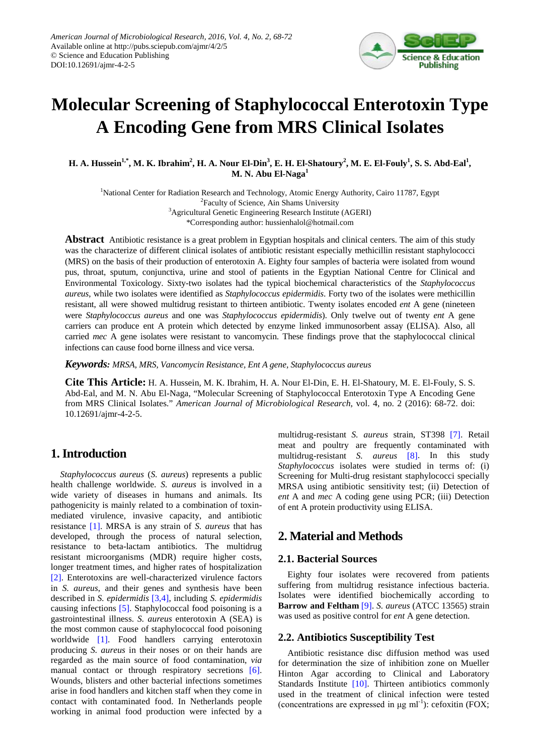# Molecular Screening of Staphylococcal Enterotoxin Type A Encoding Gene from MRS Clinical Isolates

**H. A. Hussein[1,*], M. K. Ibrahim[2], H. A. Nour El-Din[3], E. H. El-Shatoury[2], M. E. El-Fouly[1], S. S. Abd-Eal[1], M. N. Abu El-Naga[1]**

[1]National Center for Radiation Research and Technology, Atomic Energy Authority, Cairo 11787, Egypt
[2]Faculty of Science, Ain Shams University
[3]Agricultural Genetic Engineering Research Institute (AGERI)
*Corresponding author: hussienhalol@hotmail.com

**Abstract** Antibiotic resistance is a great problem in Egyptian hospitals and clinical centers. The aim of this study was the characterize of different clinical isolates of antibiotic resistant especially methicillin resistant staphylococci (MRS) on the basis of their production of enterotoxin A. Eighty four samples of bacteria were isolated from wound pus, throat, sputum, conjunctiva, urine and stool of patients in the Egyptian National Centre for Clinical and Environmental Toxicology. Sixty-two isolates had the typical biochemical characteristics of the *Staphylococcus aureus*, while two isolates were identified as *Staphylococcus epidermidis*. Forty two of the isolates were methicillin resistant, all were showed multidrug resistant to thirteen antibiotic. Twenty isolates encoded *ent* A gene (nineteen were *Staphylococcus aureus* and one was *Staphylococcus epidermidis*). Only twelve out of twenty *ent* A gene carriers can produce ent A protein which detected by enzyme linked immunosorbent assay (ELISA). Also, all carried *mec* A gene isolates were resistant to vancomycin. These findings prove that the staphylococcal clinical infections can cause food borne illness and vice versa.

***Keywords:*** *MRSA, MRS, Vancomycin Resistance, Ent A gene, Staphylococcus aureus*

**Cite This Article:** H. A. Hussein, M. K. Ibrahim, H. A. Nour El-Din, E. H. El-Shatoury, M. E. El-Fouly, S. S. Abd-Eal, and M. N. Abu El-Naga, "Molecular Screening of Staphylococcal Enterotoxin Type A Encoding Gene from MRS Clinical Isolates." *American Journal of Microbiological Research*, vol. 4, no. 2 (2016): 68-72. doi: 10.12691/ajmr-4-2-5.

## 1. Introduction

*Staphylococcus aureus* (*S. aureus*) represents a public health challenge worldwide. *S. aureus* is involved in a wide variety of diseases in humans and animals. Its pathogenicity is mainly related to a combination of toxin-mediated virulence, invasive capacity, and antibiotic resistance [1]. MRSA is any strain of *S. aureus* that has developed, through the process of natural selection, resistance to beta-lactam antibiotics. The multidrug resistant microorganisms (MDR) require higher costs, longer treatment times, and higher rates of hospitalization [2]. Enterotoxins are well-characterized virulence factors in *S. aureus*, and their genes and synthesis have been described in *S. epidermidis* [3,4], including *S. epidermidis* causing infections [5]. Staphylococcal food poisoning is a gastrointestinal illness. *S. aureus* enterotoxin A (SEA) is the most common cause of staphylococcal food poisoning worldwide [1]. Food handlers carrying enterotoxin producing *S. aureus* in their noses or on their hands are regarded as the main source of food contamination, *via* manual contact or through respiratory secretions [6]. Wounds, blisters and other bacterial infections sometimes arise in food handlers and kitchen staff when they come in contact with contaminated food. In Netherlands people working in animal food production were infected by a multidrug-resistant *S. aureus* strain, ST398 [7]. Retail meat and poultry are frequently contaminated with multidrug-resistant *S. aureus* [8]. In this study *Staphylococcus* isolates were studied in terms of: (i) Screening for Multi-drug resistant staphylococci specially MRSA using antibiotic sensitivity test; (ii) Detection of *ent* A and *mec* A coding gene using PCR; (iii) Detection of ent A protein productivity using ELISA.

## 2. Material and Methods

### 2.1. Bacterial Sources

Eighty four isolates were recovered from patients suffering from multidrug resistance infectious bacteria. Isolates were identified biochemically according to **Barrow and Feltham** [9]. *S. aureus* (ATCC 13565) strain was used as positive control for *ent* A gene detection.

### 2.2. Antibiotics Susceptibility Test

Antibiotic resistance disc diffusion method was used for determination the size of inhibition zone on Mueller Hinton Agar according to Clinical and Laboratory Standards Institute [10]. Thirteen antibiotics commonly used in the treatment of clinical infection were tested (concentrations are expressed in μg ml$^{-1}$): cefoxitin (FOX;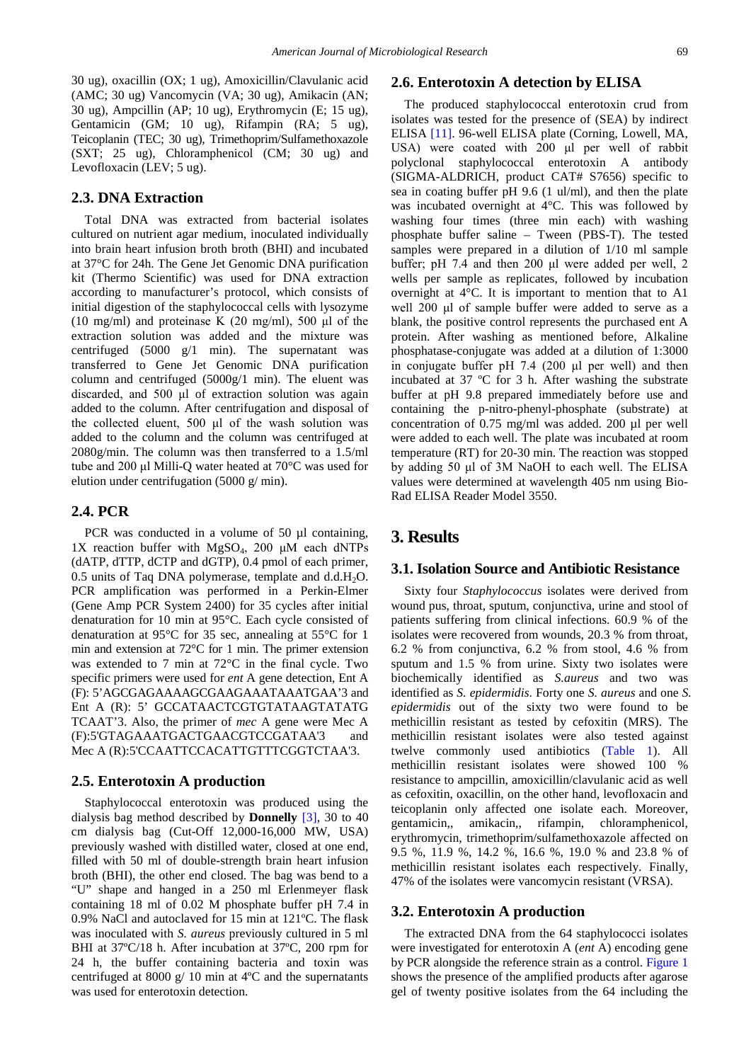30 ug), oxacillin (OX; 1 ug), Amoxicillin/Clavulanic acid (AMC; 30 ug) Vancomycin (VA; 30 ug), Amikacin (AN; 30 ug), Ampcillin (AP; 10 ug), Erythromycin (E; 15 ug), Gentamicin (GM; 10 ug), Rifampin (RA; 5 ug), Teicoplanin (TEC; 30 ug), Trimethoprim/Sulfamethoxazole (SXT; 25 ug), Chloramphenicol (CM; 30 ug) and Levofloxacin (LEV; 5 ug).

## 2.3. DNA Extraction

Total DNA was extracted from bacterial isolates cultured on nutrient agar medium, inoculated individually into brain heart infusion broth broth (BHI) and incubated at 37°C for 24h. The Gene Jet Genomic DNA purification kit (Thermo Scientific) was used for DNA extraction according to manufacturer's protocol, which consists of initial digestion of the staphylococcal cells with lysozyme (10 mg/ml) and proteinase K (20 mg/ml), 500 µl of the extraction solution was added and the mixture was centrifuged (5000 g/1 min). The supernatant was transferred to Gene Jet Genomic DNA purification column and centrifuged (5000g/1 min). The eluent was discarded, and 500 µl of extraction solution was again added to the column. After centrifugation and disposal of the collected eluent, 500 µl of the wash solution was added to the column and the column was centrifuged at 2080g/min. The column was then transferred to a 1.5/ml tube and 200 µl Milli-Q water heated at 70°C was used for elution under centrifugation (5000 g/ min).

## 2.4. PCR

PCR was conducted in a volume of 50 µl containing, 1X reaction buffer with $MgSO_4$, 200 µM each dNTPs (dATP, dTTP, dCTP and dGTP), 0.4 pmol of each primer, 0.5 units of Taq DNA polymerase, template and d.d.$H_2O$. PCR amplification was performed in a Perkin-Elmer (Gene Amp PCR System 2400) for 35 cycles after initial denaturation for 10 min at 95°C. Each cycle consisted of denaturation at 95°C for 35 sec, annealing at 55°C for 1 min and extension at 72°C for 1 min. The primer extension was extended to 7 min at 72°C in the final cycle. Two specific primers were used for *ent* A gene detection, Ent A (F): 5'AGCGAGAAAAGCGAAGAAATAAATGAA'3 and Ent A (R): 5' GCCATAACTCGTGTATAAGTATATG TCAAT'3. Also, the primer of *mec* A gene were Mec A (F):5'GTAGAAATGACTGAACGTCCGATAA'3 and Mec A (R):5'CCAATTCCACATTGTTTCGGTCTAA'3.

## 2.5. Enterotoxin A production

Staphylococcal enterotoxin was produced using the dialysis bag method described by **Donnelly** [3], 30 to 40 cm dialysis bag (Cut-Off 12,000-16,000 MW, USA) previously washed with distilled water, closed at one end, filled with 50 ml of double-strength brain heart infusion broth (BHI), the other end closed. The bag was bend to a "U" shape and hanged in a 250 ml Erlenmeyer flask containing 18 ml of 0.02 M phosphate buffer pH 7.4 in 0.9% NaCl and autoclaved for 15 min at 121ºC. The flask was inoculated with *S. aureus* previously cultured in 5 ml BHI at 37ºC/18 h. After incubation at 37ºC, 200 rpm for 24 h, the buffer containing bacteria and toxin was centrifuged at 8000 g/ 10 min at 4ºC and the supernatants was used for enterotoxin detection.

## 2.6. Enterotoxin A detection by ELISA

The produced staphylococcal enterotoxin crud from isolates was tested for the presence of (SEA) by indirect ELISA [11]. 96-well ELISA plate (Corning, Lowell, MA, USA) were coated with 200 µl per well of rabbit polyclonal staphylococcal enterotoxin A antibody (SIGMA-ALDRICH, product CAT# S7656) specific to sea in coating buffer pH 9.6 (1 ul/ml), and then the plate was incubated overnight at 4°C. This was followed by washing four times (three min each) with washing phosphate buffer saline – Tween (PBS-T). The tested samples were prepared in a dilution of 1/10 ml sample buffer; pH 7.4 and then 200 µl were added per well, 2 wells per sample as replicates, followed by incubation overnight at 4°C. It is important to mention that to A1 well 200 µl of sample buffer were added to serve as a blank, the positive control represents the purchased ent A protein. After washing as mentioned before, Alkaline phosphatase-conjugate was added at a dilution of 1:3000 in conjugate buffer pH 7.4 (200 µl per well) and then incubated at 37 ºC for 3 h. After washing the substrate buffer at pH 9.8 prepared immediately before use and containing the p-nitro-phenyl-phosphate (substrate) at concentration of 0.75 mg/ml was added. 200 µl per well were added to each well. The plate was incubated at room temperature (RT) for 20-30 min. The reaction was stopped by adding 50 µl of 3M NaOH to each well. The ELISA values were determined at wavelength 405 nm using Bio-Rad ELISA Reader Model 3550.

# 3. Results

## 3.1. Isolation Source and Antibiotic Resistance

Sixty four *Staphylococcus* isolates were derived from wound pus, throat, sputum, conjunctiva, urine and stool of patients suffering from clinical infections. 60.9 % of the isolates were recovered from wounds, 20.3 % from throat, 6.2 % from conjunctiva, 6.2 % from stool, 4.6 % from sputum and 1.5 % from urine. Sixty two isolates were biochemically identified as *S.aureus* and two was identified as *S. epidermidis*. Forty one *S. aureus* and one *S. epidermidis* out of the sixty two were found to be methicillin resistant as tested by cefoxitin (MRS). The methicillin resistant isolates were also tested against twelve commonly used antibiotics (Table 1). All methicillin resistant isolates were showed 100 % resistance to ampcillin, amoxicillin/clavulanic acid as well as cefoxitin, oxacillin, on the other hand, levofloxacin and teicoplanin only affected one isolate each. Moreover, gentamicin,, amikacin,, rifampin, chloramphenicol, erythromycin, trimethoprim/sulfamethoxazole affected on 9.5 %, 11.9 %, 14.2 %, 16.6 %, 19.0 % and 23.8 % of methicillin resistant isolates each respectively. Finally, 47% of the isolates were vancomycin resistant (VRSA).

## 3.2. Enterotoxin A production

The extracted DNA from the 64 staphylococci isolates were investigated for enterotoxin A (*ent* A) encoding gene by PCR alongside the reference strain as a control. Figure 1 shows the presence of the amplified products after agarose gel of twenty positive isolates from the 64 including the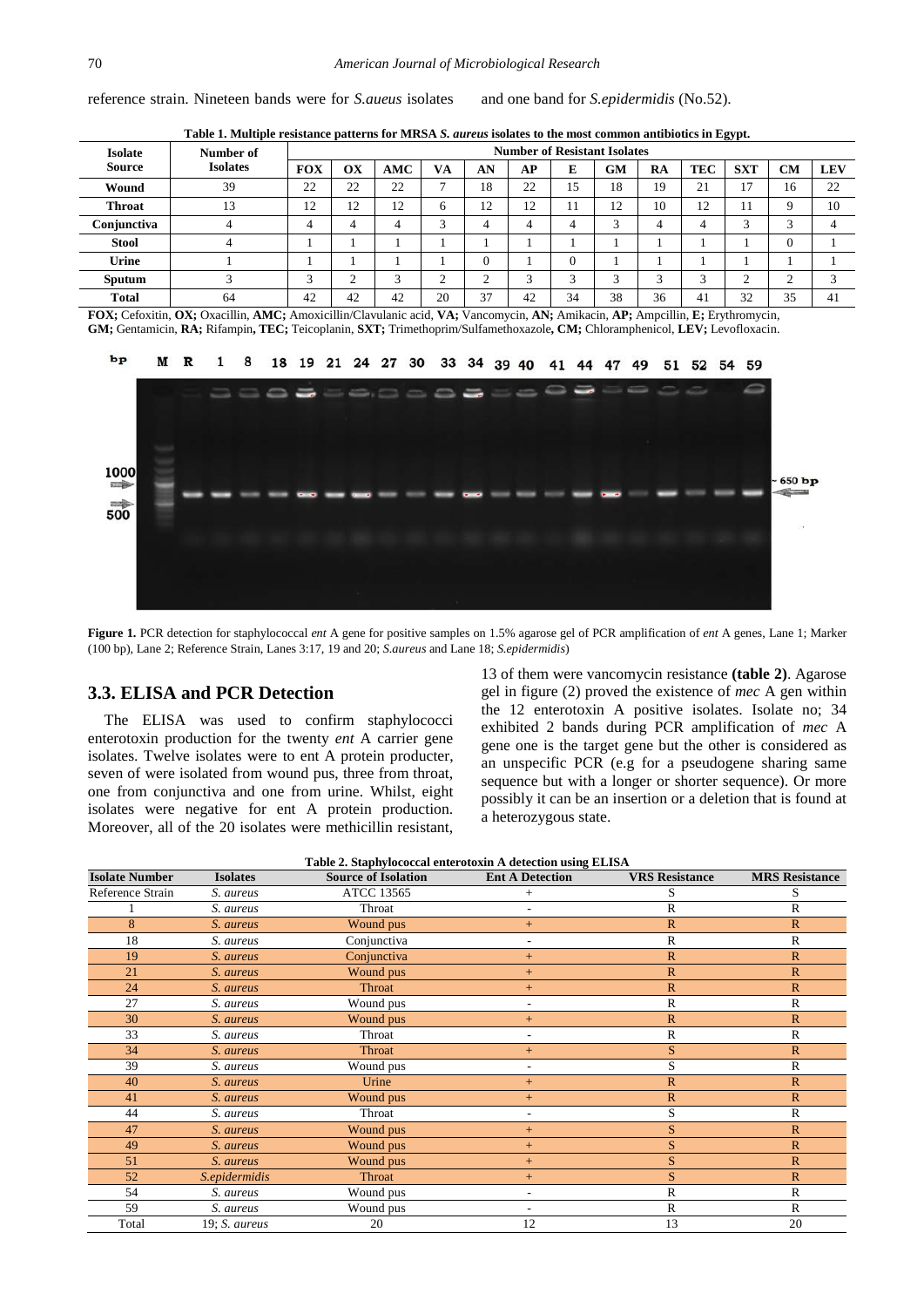reference strain. Nineteen bands were for *S.aueus* isolates and one band for *S.epidermidis* (No.52).

**Table 1. Multiple resistance patterns for MRSA *S. aureus* isolates to the most common antibiotics in Egypt.**

| Isolate Source | Number of Isolates | Number of Resistant Isolates | | | | | | | | | | | | |
|---|---|---|---|---|---|---|---|---|---|---|---|---|---|---|
| | | FOX | OX | AMC | VA | AN | AP | E | GM | RA | TEC | SXT | CM | LEV |
| **Wound** | 39 | 22 | 22 | 22 | 7 | 18 | 22 | 15 | 18 | 19 | 21 | 17 | 16 | 22 |
| **Throat** | 13 | 12 | 12 | 12 | 6 | 12 | 12 | 11 | 12 | 10 | 12 | 11 | 9 | 10 |
| **Conjunctiva** | 4 | 4 | 4 | 4 | 3 | 4 | 4 | 4 | 3 | 4 | 4 | 3 | 3 | 4 |
| **Stool** | 4 | 1 | 1 | 1 | 1 | 1 | 1 | 1 | 1 | 1 | 1 | 1 | 0 | 1 |
| **Urine** | 1 | 1 | 1 | 1 | 1 | 0 | 1 | 0 | 1 | 1 | 1 | 1 | 1 | 1 |
| **Sputum** | 3 | 3 | 2 | 3 | 2 | 2 | 3 | 3 | 3 | 3 | 3 | 2 | 2 | 3 |
| **Total** | 64 | 42 | 42 | 42 | 20 | 37 | 42 | 34 | 38 | 36 | 41 | 32 | 35 | 41 |

**FOX;** Cefoxitin, **OX;** Oxacillin, **AMC;** Amoxicillin/Clavulanic acid, **VA;** Vancomycin, **AN;** Amikacin, **AP;** Ampcillin, **E;** Erythromycin, **GM;** Gentamicin, **RA;** Rifampin**, TEC;** Teicoplanin, **SXT;** Trimethoprim/Sulfamethoxazole**, CM;** Chloramphenicol, **LEV;** Levofloxacin.

**Figure 1.** PCR detection for staphylococcal *ent* A gene for positive samples on 1.5% agarose gel of PCR amplification of *ent* A genes, Lane 1; Marker (100 bp), Lane 2; Reference Strain, Lanes 3:17, 19 and 20; *S.aureus* and Lane 18; *S.epidermidis*)

## 3.3. ELISA and PCR Detection

The ELISA was used to confirm staphylococci enterotoxin production for the twenty *ent* A carrier gene isolates. Twelve isolates were to ent A protein producter, seven of were isolated from wound pus, three from throat, one from conjunctiva and one from urine. Whilst, eight isolates were negative for ent A protein production. Moreover, all of the 20 isolates were methicillin resistant, 13 of them were vancomycin resistance **(table 2)**. Agarose gel in figure (2) proved the existence of *mec* A gen within the 12 enterotoxin A positive isolates. Isolate no; 34 exhibited 2 bands during PCR amplification of *mec* A gene one is the target gene but the other is considered as an unspecific PCR (e.g for a pseudogene sharing same sequence but with a longer or shorter sequence). Or more possibly it can be an insertion or a deletion that is found at a heterozygous state.

**Table 2. Staphylococcal enterotoxin A detection using ELISA**

| Isolate Number | Isolates | Source of Isolation | Ent A Detection | VRS Resistance | MRS Resistance |
|---|---|---|---|---|---|
| Reference Strain | *S. aureus* | ATCC 13565 | + | S | S |
| 1 | *S. aureus* | Throat | - | R | R |
| 8 | *S. aureus* | Wound pus | + | R | R |
| 18 | *S. aureus* | Conjunctiva | - | R | R |
| 19 | *S. aureus* | Conjunctiva | + | R | R |
| 21 | *S. aureus* | Wound pus | + | R | R |
| 24 | *S. aureus* | Throat | + | R | R |
| 27 | *S. aureus* | Wound pus | - | R | R |
| 30 | *S. aureus* | Wound pus | + | R | R |
| 33 | *S. aureus* | Throat | - | R | R |
| 34 | *S. aureus* | Throat | + | S | R |
| 39 | *S. aureus* | Wound pus | - | S | R |
| 40 | *S. aureus* | Urine | + | R | R |
| 41 | *S. aureus* | Wound pus | + | R | R |
| 44 | *S. aureus* | Throat | - | S | R |
| 47 | *S. aureus* | Wound pus | + | S | R |
| 49 | *S. aureus* | Wound pus | + | S | R |
| 51 | *S. aureus* | Wound pus | + | S | R |
| 52 | *S.epidermidis* | Throat | + | S | R |
| 54 | *S. aureus* | Wound pus | - | R | R |
| 59 | *S. aureus* | Wound pus | - | R | R |
| Total | 19; *S. aureus* | 20 | 12 | 13 | 20 |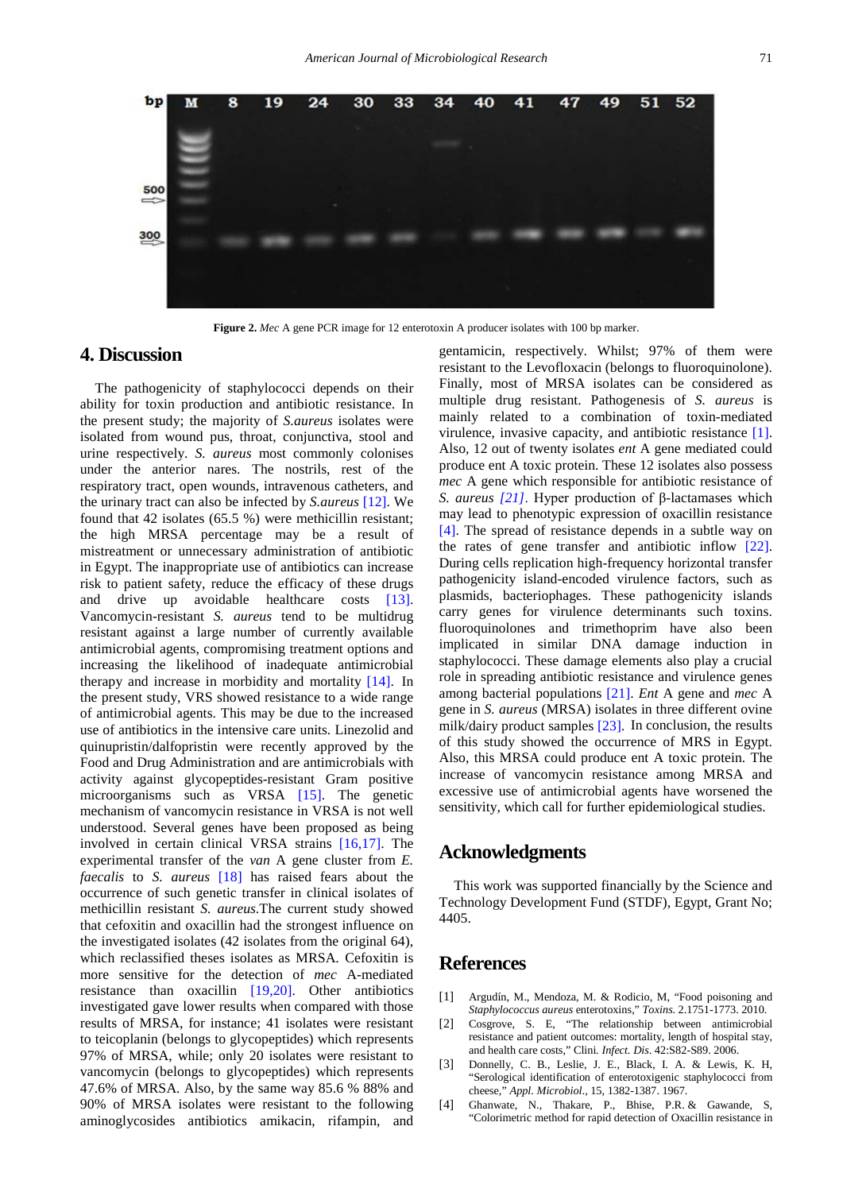**Figure 2.** *Mec* A gene PCR image for 12 enterotoxin A producer isolates with 100 bp marker.

## 4. Discussion

The pathogenicity of staphylococci depends on their ability for toxin production and antibiotic resistance. In the present study; the majority of *S.aureus* isolates were isolated from wound pus, throat, conjunctiva, stool and urine respectively. *S. aureus* most commonly colonises under the anterior nares. The nostrils, rest of the respiratory tract, open wounds, intravenous catheters, and the urinary tract can also be infected by *S.aureus* [12]. We found that 42 isolates (65.5 %) were methicillin resistant; the high MRSA percentage may be a result of mistreatment or unnecessary administration of antibiotic in Egypt. The inappropriate use of antibiotics can increase risk to patient safety, reduce the efficacy of these drugs and drive up avoidable healthcare costs [13]. Vancomycin-resistant *S. aureus* tend to be multidrug resistant against a large number of currently available antimicrobial agents, compromising treatment options and increasing the likelihood of inadequate antimicrobial therapy and increase in morbidity and mortality [14]. In the present study, VRS showed resistance to a wide range of antimicrobial agents. This may be due to the increased use of antibiotics in the intensive care units. Linezolid and quinupristin/dalfopristin were recently approved by the Food and Drug Administration and are antimicrobials with activity against glycopeptides-resistant Gram positive microorganisms such as VRSA [15]. The genetic mechanism of vancomycin resistance in VRSA is not well understood. Several genes have been proposed as being involved in certain clinical VRSA strains [16,17]. The experimental transfer of the *van* A gene cluster from *E. faecalis* to *S. aureus* [18] has raised fears about the occurrence of such genetic transfer in clinical isolates of methicillin resistant *S. aureus*.The current study showed that cefoxitin and oxacillin had the strongest influence on the investigated isolates (42 isolates from the original 64), which reclassified theses isolates as MRSA. Cefoxitin is more sensitive for the detection of *mec* A-mediated resistance than oxacillin [19,20]. Other antibiotics investigated gave lower results when compared with those results of MRSA, for instance; 41 isolates were resistant to teicoplanin (belongs to glycopeptides) which represents 97% of MRSA, while; only 20 isolates were resistant to vancomycin (belongs to glycopeptides) which represents 47.6% of MRSA. Also, by the same way 85.6 % 88% and 90% of MRSA isolates were resistant to the following aminoglycosides antibiotics amikacin, rifampin, and gentamicin, respectively. Whilst; 97% of them were resistant to the Levofloxacin (belongs to fluoroquinolone). Finally, most of MRSA isolates can be considered as multiple drug resistant. Pathogenesis of *S. aureus* is mainly related to a combination of toxin-mediated virulence, invasive capacity, and antibiotic resistance [1]. Also, 12 out of twenty isolates *ent* A gene mediated could produce ent A toxic protein. These 12 isolates also possess *mec* A gene which responsible for antibiotic resistance of *S. aureus [21]*. Hyper production of β-lactamases which may lead to phenotypic expression of oxacillin resistance [4]. The spread of resistance depends in a subtle way on the rates of gene transfer and antibiotic inflow [22]. During cells replication high-frequency horizontal transfer pathogenicity island-encoded virulence factors, such as plasmids, bacteriophages. These pathogenicity islands carry genes for virulence determinants such toxins. fluoroquinolones and trimethoprim have also been implicated in similar DNA damage induction in staphylococci. These damage elements also play a crucial role in spreading antibiotic resistance and virulence genes among bacterial populations [21]. *Ent* A gene and *mec* A gene in *S. aureus* (MRSA) isolates in three different ovine milk/dairy product samples [23]. In conclusion, the results of this study showed the occurrence of MRS in Egypt. Also, this MRSA could produce ent A toxic protein. The increase of vancomycin resistance among MRSA and excessive use of antimicrobial agents have worsened the sensitivity, which call for further epidemiological studies.

## Acknowledgments

This work was supported financially by the Science and Technology Development Fund (STDF), Egypt, Grant No; 4405.

## References

[1] Argudín, M., Mendoza, M. & Rodicio, M, "Food poisoning and *Staphylococcus aureus* enterotoxins," *Toxins.* 2.1751-1773. 2010.

[2] Cosgrove, S. E, "The relationship between antimicrobial resistance and patient outcomes: mortality, length of hospital stay, and health care costs," Clini*. Infect. Dis*. 42:S82-S89. 2006.

[3] Donnelly, C. B., Leslie, J. E., Black, I. A. & Lewis, K. H, "Serological identification of enterotoxigenic staphylococci from cheese," *Appl. Microbiol.*, 15, 1382-1387. 1967.

[4] Ghanwate, N., Thakare, P., Bhise, P.R. & Gawande, S, "Colorimetric method for rapid detection of Oxacillin resistance in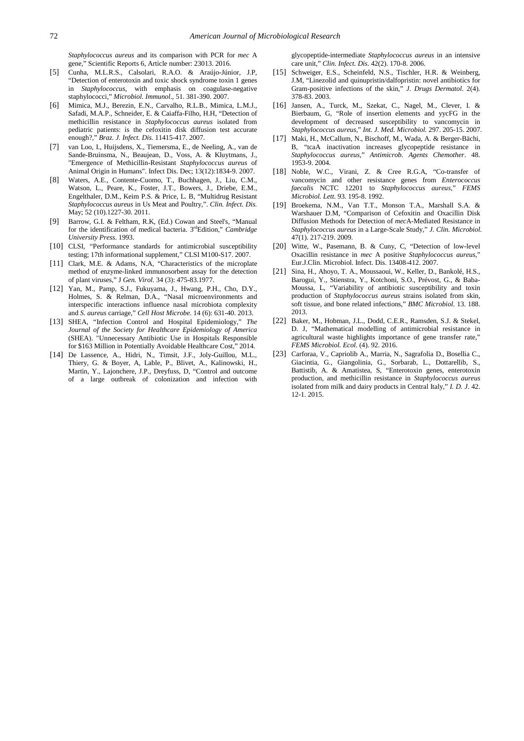*Staphylococcus aureus* and its comparison with PCR for *mec* A gene," Scientific Reports 6, Article number: 23013. 2016.

[5] Cunha, M.L.R.S., Calsolari, R.A.O. & Araújo-Júnior, J.P, "Detection of enterotoxin and toxic shock syndrome toxin 1 genes in *Staphylococcus*, with emphasis on coagulase-negative staphylococci," *Microbiol. Immunol*., 51. 381-390. 2007.

[6] Mimica, M.J., Berezin, E.N., Carvalho, R.L.B., Mimica, L.M.J., Safadi, M.A.P., Schneider, E. & Caiaffa-Filho, H.H, "Detection of methicillin resistance in *Staphylococcus aureus* isolated from pediatric patients: is the cefoxitin disk diffusion test accurate enough?," *Braz. J. Infect. Dis.* 11415-417. 2007.

[7] van Loo, I., Huijsdens, X., Tiemersma, E., de Neeling, A., van de Sande-Bruinsma, N., Beaujean, D., Voss, A. & Kluytmans, J., "Emergence of Methicillin-Resistant *Staphylococcus aureus* of Animal Origin in Humans". Infect Dis. Dec; 13(12):1834-9. 2007.

[8] Waters, A.E., Contente-Cuomo, T., Buchhagen, J., Liu, C.M., Watson, L., Peare, K., Foster, J.T., Bowers, J., Driebe, E.M., Engelthaler, D.M., Keim P.S. & Price, L. B, "Multidrug Resistant *Staphylococcus aureus* in Us Meat and Poultry,". *Clin. Infect. Dis.* May; 52 (10).1227-30. 2011.

[9] Barrow, G.I. & Feltham, R.K, (Ed.) Cowan and Steel's, "Manual for the identification of medical bacteria. 3rdEdition," *Cambridge University Press*. 1993.

[10] CLSI, "Performance standards for antimicrobial susceptibility testing; 17th informational supplement," CLSI M100-S17. 2007.

[11] Clark, M.E. & Adams, N.A, "Characteristics of the microplate method of enzyme-linked immunosorbent assay for the detection of plant viruses," J *Gen. Virol.* 34 (3): 475-83.1977.

[12] Yan, M., Pamp, S.J., Fukuyama, J., Hwang, P.H., Cho, D.Y., Holmes, S. & Relman, D.A., "Nasal microenvironments and interspecific interactions influence nasal microbiota complexity and *S. aureus* carriage," *Cell Host Microbe.* 14 (6): 631-40. 2013.

[13] SHEA, "Infection Control and Hospital Epidemiology," *The Journal of the Society for Healthcare Epidemiology of America* (SHEA). "Unnecessary Antibiotic Use in Hospitals Responsible for $163 Million in Potentially Avoidable Healthcare Cost," 2014.

[14] De Lassence, A., Hidri, N., Timsit, J.F., Joly-Guillou, M.L., Thiery, G. & Boyer, A, Lable, P., Blivet, A., Kalinowski, H., Martin, Y., Lajonchere, J.P., Dreyfuss, D, "Control and outcome of a large outbreak of colonization and infection with glycopeptide-intermediate *Staphylococcus aureus* in an intensive care unit," *Clin. Infect. Dis*. 42(2). 170-8. 2006.

[15] Schweiger, E.S., Scheinfeld, N.S., Tischler, H.R. & Weinberg, J.M, "Linezolid and quinupristin/dalfopristin: novel antibiotics for Gram-positive infections of the skin," *J. Drugs Dermatol*. 2(4). 378-83. 2003.

[16] Jansen, A., Turck, M., Szekat, C., Nagel, M., Clever, I. & Bierbaum, G, "Role of insertion elements and yycFG in the development of decreased susceptibility to vancomycin in *Staphylococcus aureus*," *Int. J. Med. Microbiol.* 297. 205-15. 2007.

[17] Maki, H., McCallum, N., Bischoff, M., Wada, A. & Berger-Bächi, B, "tcaA inactivation increases glycopeptide resistance in *Staphylococcus aureus*," *Antimicrob. Agents Chemother*. 48. 1953-9. 2004.

[18] Noble, W.C., Virani, Z. & Cree R.G.A, "Co-transfer of vancomycin and other resistance genes from *Enterococcus faecalis* NCTC 12201 to *Staphylococcus aureus*," *FEMS Microbiol. Lett.* 93. 195-8. 1992.

[19] Broekema, N.M., Van T.T., Monson T.A., Marshall S.A. & Warshauer D.M, "Comparison of Cefoxitin and Oxacillin Disk Diffusion Methods for Detection of *mec*A-Mediated Resistance in *Staphylococcus aureus* in a Large-Scale Study," *J. Clin. Microbiol.* 47(1). 217-219. 2009.

[20] Witte, W., Pasemann, B. & Cuny, C, "Detection of low-level Oxacillin resistance in *mec* A positive *Staphylococcus aureus*," Eur.J.Clin. Microbiol. Infect. Dis. 13408-412. 2007.

[21] Sina, H., Ahoyo, T. A., Moussaoui, W., Keller, D., Bankolé, H.S., Barogui, Y., Stienstra, Y., Kotchoni, S.O., Prévost, G., & Baba-Moussa, L, "Variability of antibiotic susceptibility and toxin production of *Staphylococcus aureus* strains isolated from skin, soft tissue, and bone related infections," *BMC Microbiol*. 13. 188. 2013.

[22] Baker, M., Hobman, J.L., Dodd, C.E.R., Ramsden, S.J. & Stekel, D. J, "Mathematical modelling of antimicrobial resistance in agricultural waste highlights importance of gene transfer rate," *FEMS Microbiol. Ecol*. (4). 92. 2016.

[23] Carforaa, V., Capriolib A., Marria, N., Sagrafolia D., Bosellia C., Giacintia, G., Giangolinia, G., Sorbarab, L., Dottarellib, S., Battistib, A. & Amatistea, S, "Enterotoxin genes, enterotoxin production, and methicillin resistance in *Staphylococcus aureus* isolated from milk and dairy products in Central Italy," *I. D. J*. 42. 12-1. 2015.